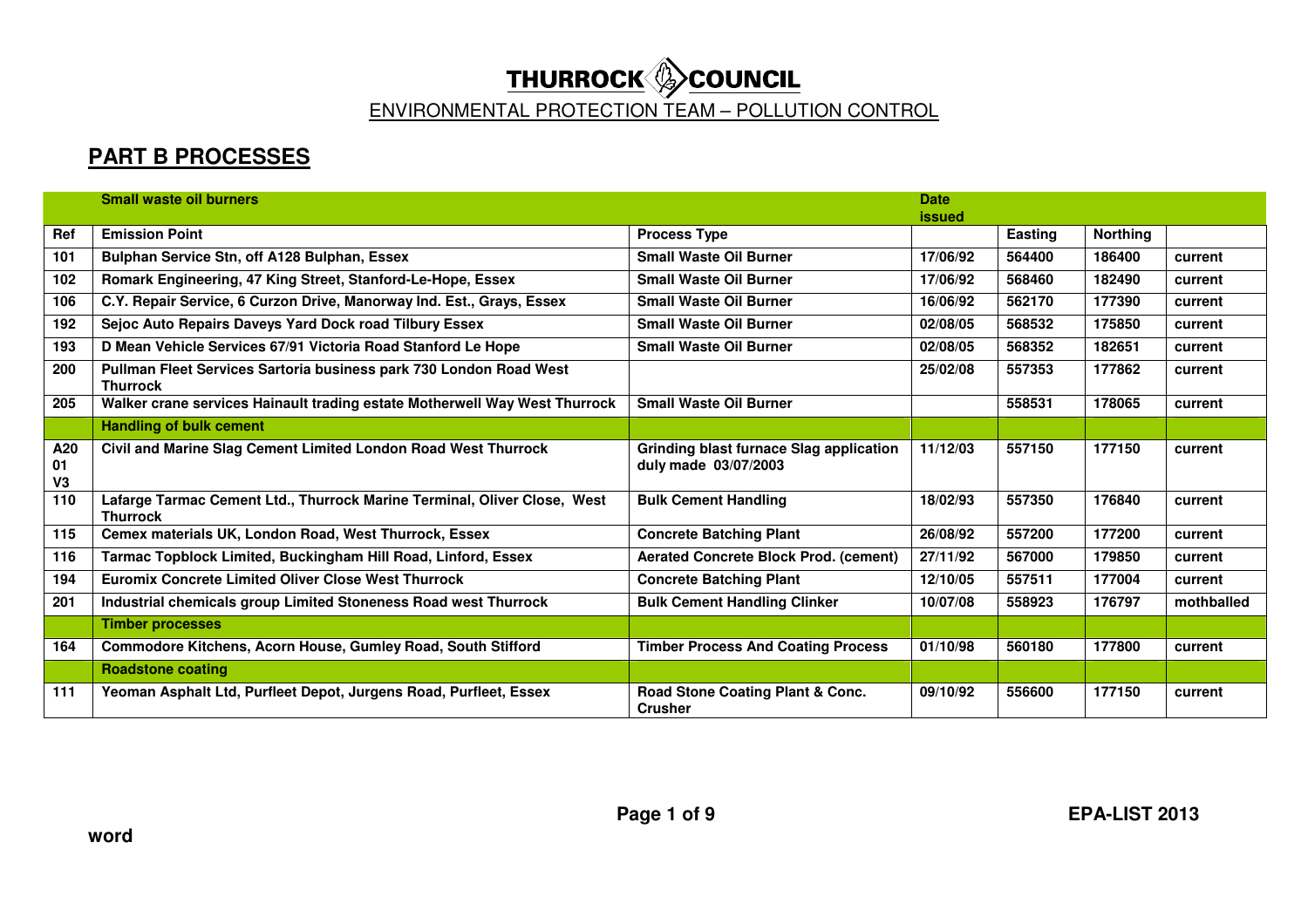# THURROCK COUNCIL

ENVIRONMENTAL PROTECTION TEAM – POLLUTION CONTROL

## PART B PROCESSES

| | Small waste oil burners | | Date issued | | | |
|---|---|---|---|---|---|---|
| **Ref** | **Emission Point** | **Process Type** | | **Easting** | **Northing** | |
| 101 | Bulphan Service Stn, off A128 Bulphan, Essex | Small Waste Oil Burner | 17/06/92 | 564400 | 186400 | current |
| 102 | Romark Engineering, 47 King Street, Stanford-Le-Hope, Essex | Small Waste Oil Burner | 17/06/92 | 568460 | 182490 | current |
| 106 | C.Y. Repair Service, 6 Curzon Drive, Manorway Ind. Est., Grays, Essex | Small Waste Oil Burner | 16/06/92 | 562170 | 177390 | current |
| 192 | Sejoc Auto Repairs Daveys Yard Dock road Tilbury Essex | Small Waste Oil Burner | 02/08/05 | 568532 | 175850 | current |
| 193 | D Mean Vehicle Services 67/91 Victoria Road Stanford Le Hope | Small Waste Oil Burner | 02/08/05 | 568352 | 182651 | current |
| 200 | Pullman Fleet Services Sartoria business park 730 London Road West Thurrock | | 25/02/08 | 557353 | 177862 | current |
| 205 | Walker crane services Hainault trading estate Motherwell Way West Thurrock | Small Waste Oil Burner | | 558531 | 178065 | current |
| | **Handling of bulk cement** | | | | | |
| A20 01 V3 | Civil and Marine Slag Cement Limited London Road West Thurrock | Grinding blast furnace Slag application duly made 03/07/2003 | 11/12/03 | 557150 | 177150 | current |
| 110 | Lafarge Tarmac Cement Ltd., Thurrock Marine Terminal, Oliver Close, West Thurrock | Bulk Cement Handling | 18/02/93 | 557350 | 176840 | current |
| 115 | Cemex materials UK, London Road, West Thurrock, Essex | Concrete Batching Plant | 26/08/92 | 557200 | 177200 | current |
| 116 | Tarmac Topblock Limited, Buckingham Hill Road, Linford, Essex | Aerated Concrete Block Prod. (cement) | 27/11/92 | 567000 | 179850 | current |
| 194 | Euromix Concrete Limited Oliver Close West Thurrock | Concrete Batching Plant | 12/10/05 | 557511 | 177004 | current |
| 201 | Industrial chemicals group Limited Stoneness Road west Thurrock | Bulk Cement Handling Clinker | 10/07/08 | 558923 | 176797 | mothballed |
| | **Timber processes** | | | | | |
| 164 | Commodore Kitchens, Acorn House, Gumley Road, South Stifford | Timber Process And Coating Process | 01/10/98 | 560180 | 177800 | current |
| | **Roadstone coating** | | | | | |
| 111 | Yeoman Asphalt Ltd, Purfleet Depot, Jurgens Road, Purfleet, Essex | Road Stone Coating Plant & Conc. Crusher | 09/10/92 | 556600 | 177150 | current |

EPA-LIST 2013

word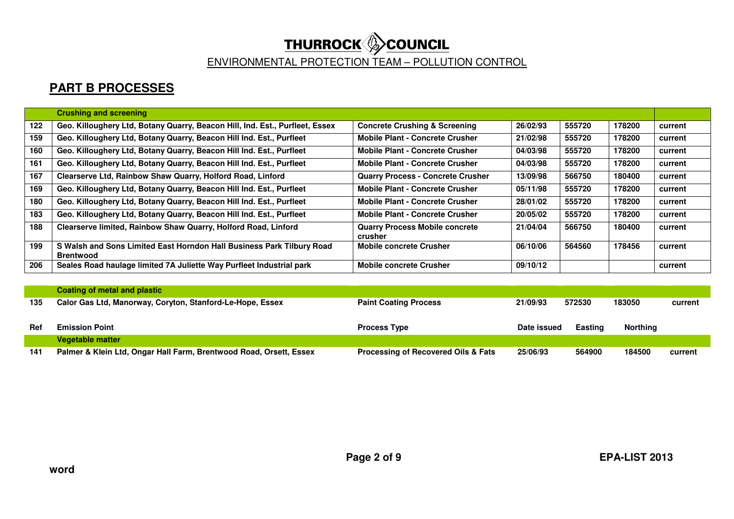# THURROCK COUNCIL

ENVIRONMENTAL PROTECTION TEAM – POLLUTION CONTROL

## PART B PROCESSES

| Ref | Emission Point | Process Type | Date issued | Easting | Northing | |
|---|---|---|---|---|---|---|
| | **Crushing and screening** | | | | | |
| 122 | Geo. Killoughery Ltd, Botany Quarry, Beacon Hill, Ind. Est., Purfleet, Essex | Concrete Crushing & Screening | 26/02/93 | 555720 | 178200 | current |
| 159 | Geo. Killoughery Ltd, Botany Quarry, Beacon Hill Ind. Est., Purfleet | Mobile Plant - Concrete Crusher | 21/02/98 | 555720 | 178200 | current |
| 160 | Geo. Killoughery Ltd, Botany Quarry, Beacon Hill Ind. Est., Purfleet | Mobile Plant - Concrete Crusher | 04/03/98 | 555720 | 178200 | current |
| 161 | Geo. Killoughery Ltd, Botany Quarry, Beacon Hill Ind. Est., Purfleet | Mobile Plant - Concrete Crusher | 04/03/98 | 555720 | 178200 | current |
| 167 | Clearserve Ltd, Rainbow Shaw Quarry, Holford Road, Linford | Quarry Process - Concrete Crusher | 13/09/98 | 566750 | 180400 | current |
| 169 | Geo. Killoughery Ltd, Botany Quarry, Beacon Hill Ind. Est., Purfleet | Mobile Plant - Concrete Crusher | 05/11/98 | 555720 | 178200 | current |
| 180 | Geo. Killoughery Ltd, Botany Quarry, Beacon Hill Ind. Est., Purfleet | Mobile Plant - Concrete Crusher | 28/01/02 | 555720 | 178200 | current |
| 183 | Geo. Killoughery Ltd, Botany Quarry, Beacon Hill Ind. Est., Purfleet | Mobile Plant - Concrete Crusher | 20/05/02 | 555720 | 178200 | current |
| 188 | Clearserve limited, Rainbow Shaw Quarry, Holford Road, Linford | Quarry Process Mobile concrete crusher | 21/04/04 | 566750 | 180400 | current |
| 199 | S Walsh and Sons Limited East Horndon Hall Business Park Tilbury Road Brentwood | Mobile concrete Crusher | 06/10/06 | 564560 | 178456 | current |
| 206 | Seales Road haulage limited 7A Juliette Way Purfleet Industrial park | Mobile concrete Crusher | 09/10/12 | | | current |
| | **Coating of metal and plastic** | | | | | |
| 135 | Calor Gas Ltd, Manorway, Coryton, Stanford-Le-Hope, Essex | Paint Coating Process | 21/09/93 | 572530 | 183050 | current |
| | **Vegetable matter** | | | | | |
| 141 | Palmer & Klein Ltd, Ongar Hall Farm, Brentwood Road, Orsett, Essex | Processing of Recovered Oils & Fats | 25/06/93 | 564900 | 184500 | current |

word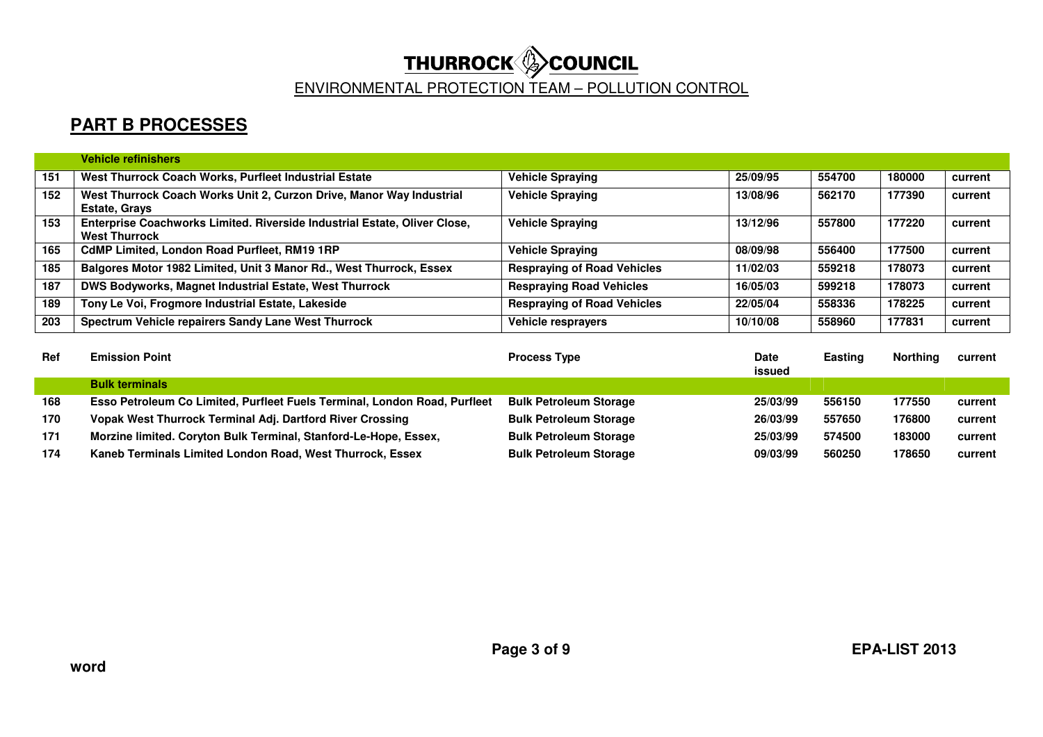THURROCK COUNCIL

ENVIRONMENTAL PROTECTION TEAM – POLLUTION CONTROL

## PART B PROCESSES

| | Vehicle refinishers | | | | | |
|---|---|---|---|---|---|---|
| 151 | West Thurrock Coach Works, Purfleet Industrial Estate | Vehicle Spraying | 25/09/95 | 554700 | 180000 | current |
| 152 | West Thurrock Coach Works Unit 2, Curzon Drive, Manor Way Industrial Estate, Grays | Vehicle Spraying | 13/08/96 | 562170 | 177390 | current |
| 153 | Enterprise Coachworks Limited. Riverside Industrial Estate, Oliver Close, West Thurrock | Vehicle Spraying | 13/12/96 | 557800 | 177220 | current |
| 165 | CdMP Limited, London Road Purfleet, RM19 1RP | Vehicle Spraying | 08/09/98 | 556400 | 177500 | current |
| 185 | Balgores Motor 1982 Limited, Unit 3 Manor Rd., West Thurrock, Essex | Respraying of Road Vehicles | 11/02/03 | 559218 | 178073 | current |
| 187 | DWS Bodyworks, Magnet Industrial Estate, West Thurrock | Respraying Road Vehicles | 16/05/03 | 599218 | 178073 | current |
| 189 | Tony Le Voi, Frogmore Industrial Estate, Lakeside | Respraying of Road Vehicles | 22/05/04 | 558336 | 178225 | current |
| 203 | Spectrum Vehicle repairers Sandy Lane West Thurrock | Vehicle resprayers | 10/10/08 | 558960 | 177831 | current |

| Ref | Emission Point | Process Type | Date issued | Easting | Northing | current |
|---|---|---|---|---|---|---|
| | Bulk terminals | | | | | |
| 168 | Esso Petroleum Co Limited, Purfleet Fuels Terminal, London Road, Purfleet | Bulk Petroleum Storage | 25/03/99 | 556150 | 177550 | current |
| 170 | Vopak West Thurrock Terminal Adj. Dartford River Crossing | Bulk Petroleum Storage | 26/03/99 | 557650 | 176800 | current |
| 171 | Morzine limited. Coryton Bulk Terminal, Stanford-Le-Hope, Essex, | Bulk Petroleum Storage | 25/03/99 | 574500 | 183000 | current |
| 174 | Kaneb Terminals Limited London Road, West Thurrock, Essex | Bulk Petroleum Storage | 09/03/99 | 560250 | 178650 | current |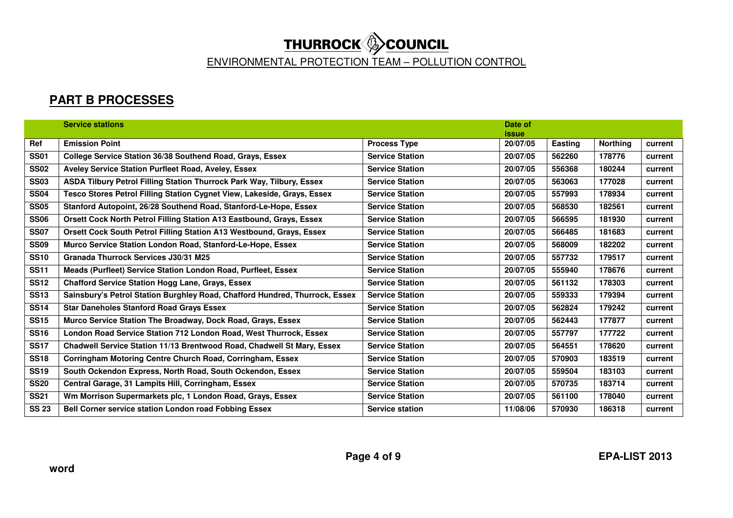# THURROCK COUNCIL

ENVIRONMENTAL PROTECTION TEAM – POLLUTION CONTROL

## PART B PROCESSES

| | Service stations | | Date of issue | | | |
|---|---|---|---|---|---|---|
| **Ref** | **Emission Point** | **Process Type** | **20/07/05** | **Easting** | **Northing** | **current** |
| SS01 | College Service Station 36/38 Southend Road, Grays, Essex | Service Station | 20/07/05 | 562260 | 178776 | current |
| SS02 | Aveley Service Station Purfleet Road, Aveley, Essex | Service Station | 20/07/05 | 556368 | 180244 | current |
| SS03 | ASDA Tilbury Petrol Filling Station Thurrock Park Way, Tilbury, Essex | Service Station | 20/07/05 | 563063 | 177028 | current |
| SS04 | Tesco Stores Petrol Filling Station Cygnet View, Lakeside, Grays, Essex | Service Station | 20/07/05 | 557993 | 178934 | current |
| SS05 | Stanford Autopoint, 26/28 Southend Road, Stanford-Le-Hope, Essex | Service Station | 20/07/05 | 568530 | 182561 | current |
| SS06 | Orsett Cock North Petrol Filling Station A13 Eastbound, Grays, Essex | Service Station | 20/07/05 | 566595 | 181930 | current |
| SS07 | Orsett Cock South Petrol Filling Station A13 Westbound, Grays, Essex | Service Station | 20/07/05 | 566485 | 181683 | current |
| SS09 | Murco Service Station London Road, Stanford-Le-Hope, Essex | Service Station | 20/07/05 | 568009 | 182202 | current |
| SS10 | Granada Thurrock Services J30/31 M25 | Service Station | 20/07/05 | 557732 | 179517 | current |
| SS11 | Meads (Purfleet) Service Station London Road, Purfleet, Essex | Service Station | 20/07/05 | 555940 | 178676 | current |
| SS12 | Chafford Service Station Hogg Lane, Grays, Essex | Service Station | 20/07/05 | 561132 | 178303 | current |
| SS13 | Sainsbury's Petrol Station Burghley Road, Chafford Hundred, Thurrock, Essex | Service Station | 20/07/05 | 559333 | 179394 | current |
| SS14 | Star Daneholes Stanford Road Grays Essex | Service Station | 20/07/05 | 562824 | 179242 | current |
| SS15 | Murco Service Station The Broadway, Dock Road, Grays, Essex | Service Station | 20/07/05 | 562443 | 177877 | current |
| SS16 | London Road Service Station 712 London Road, West Thurrock, Essex | Service Station | 20/07/05 | 557797 | 177722 | current |
| SS17 | Chadwell Service Station 11/13 Brentwood Road, Chadwell St Mary, Essex | Service Station | 20/07/05 | 564551 | 178620 | current |
| SS18 | Corringham Motoring Centre Church Road, Corringham, Essex | Service Station | 20/07/05 | 570903 | 183519 | current |
| SS19 | South Ockendon Express, North Road, South Ockendon, Essex | Service Station | 20/07/05 | 559504 | 183103 | current |
| SS20 | Central Garage, 31 Lampits Hill, Corringham, Essex | Service Station | 20/07/05 | 570735 | 183714 | current |
| SS21 | Wm Morrison Supermarkets plc, 1 London Road, Grays, Essex | Service Station | 20/07/05 | 561100 | 178040 | current |
| SS 23 | Bell Corner service station London road Fobbing Essex | Service station | 11/08/06 | 570930 | 186318 | current |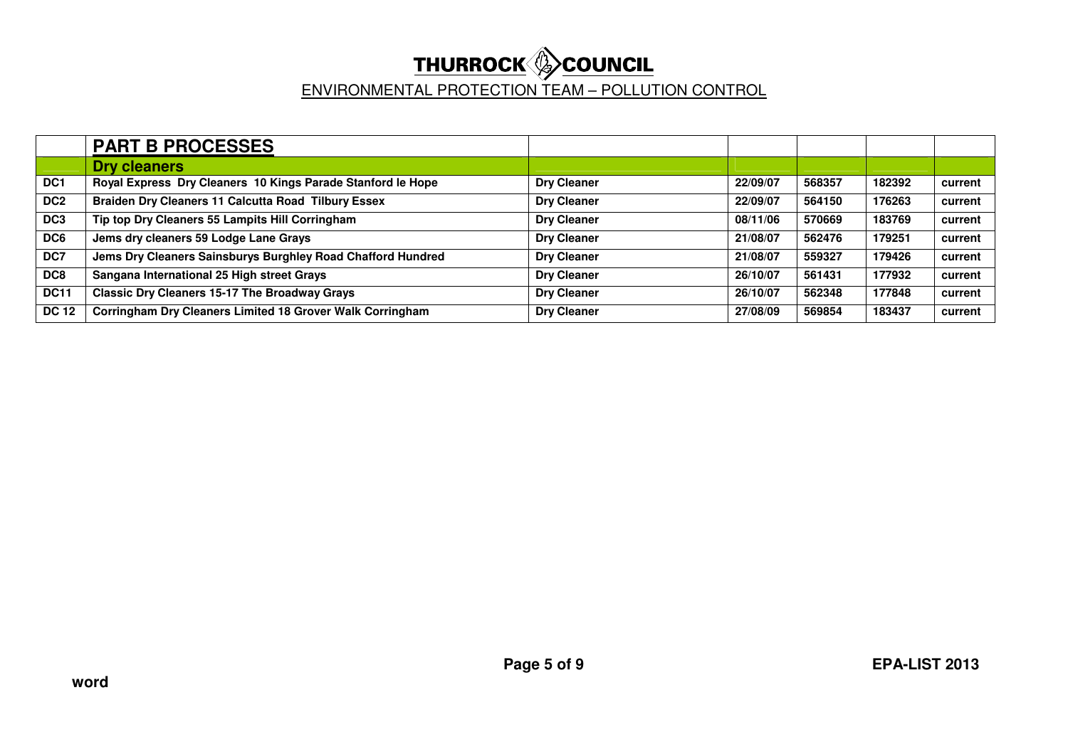# THURROCK COUNCIL

## ENVIRONMENTAL PROTECTION TEAM – POLLUTION CONTROL

| | **PART B PROCESSES** | | | | | |
|---|---|---|---|---|---|---|
| | **Dry cleaners** | | | | | |
| DC1 | Royal Express Dry Cleaners 10 Kings Parade Stanford le Hope | Dry Cleaner | 22/09/07 | 568357 | 182392 | current |
| DC2 | Braiden Dry Cleaners 11 Calcutta Road Tilbury Essex | Dry Cleaner | 22/09/07 | 564150 | 176263 | current |
| DC3 | Tip top Dry Cleaners 55 Lampits Hill Corringham | Dry Cleaner | 08/11/06 | 570669 | 183769 | current |
| DC6 | Jems dry cleaners 59 Lodge Lane Grays | Dry Cleaner | 21/08/07 | 562476 | 179251 | current |
| DC7 | Jems Dry Cleaners Sainsburys Burghley Road Chafford Hundred | Dry Cleaner | 21/08/07 | 559327 | 179426 | current |
| DC8 | Sangana International 25 High street Grays | Dry Cleaner | 26/10/07 | 561431 | 177932 | current |
| DC11 | Classic Dry Cleaners 15-17 The Broadway Grays | Dry Cleaner | 26/10/07 | 562348 | 177848 | current |
| DC 12 | Corringham Dry Cleaners Limited 18 Grover Walk Corringham | Dry Cleaner | 27/08/09 | 569854 | 183437 | current |

**EPA-LIST 2013**

**word**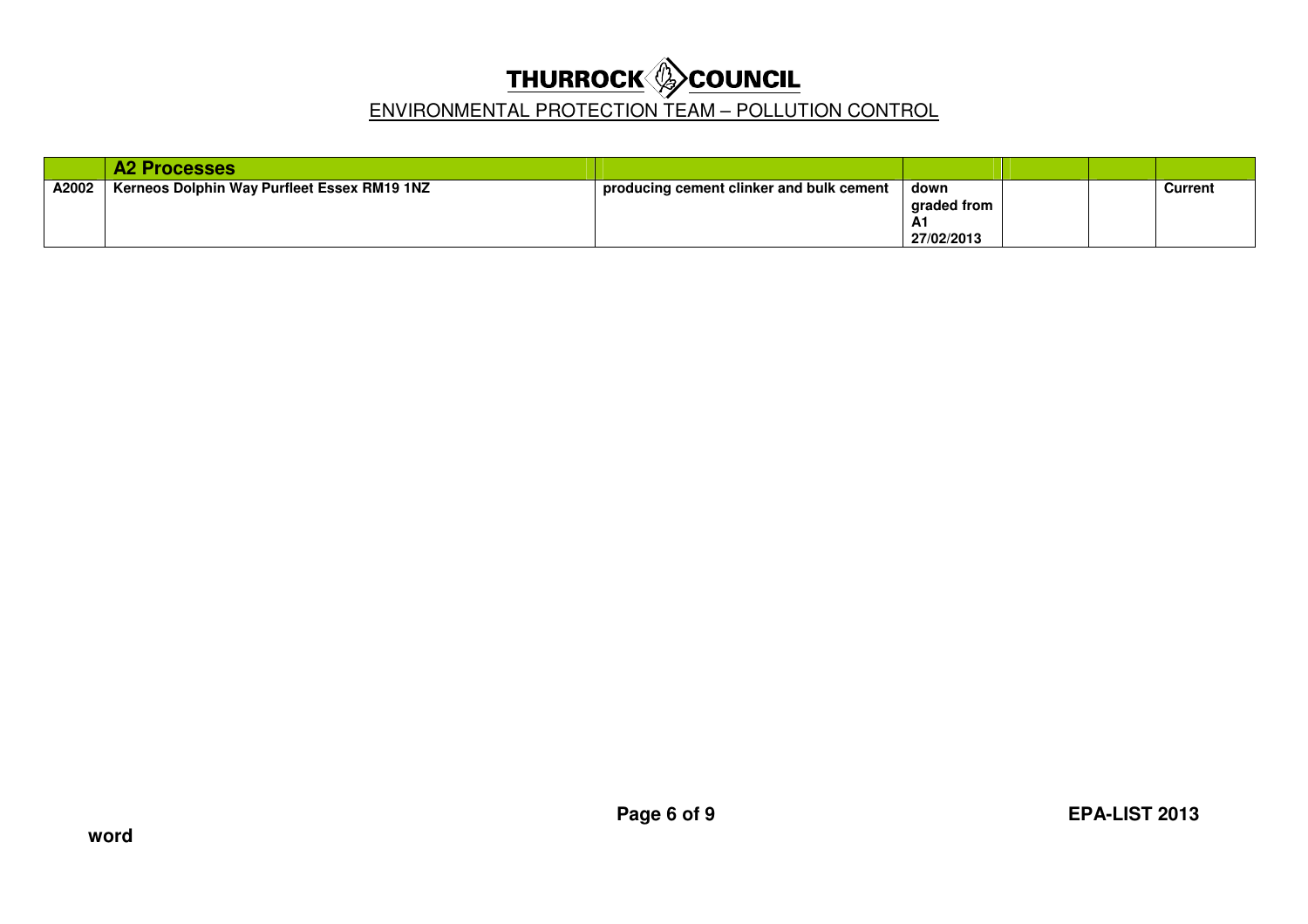# THURROCK COUNCIL

## ENVIRONMENTAL PROTECTION TEAM – POLLUTION CONTROL

| | A2 Processes | | | | | |
|---|---|---|---|---|---|---|
| A2002 | Kerneos Dolphin Way Purfleet Essex RM19 1NZ | producing cement clinker and bulk cement | down graded from A1 27/02/2013 | | | Current |

word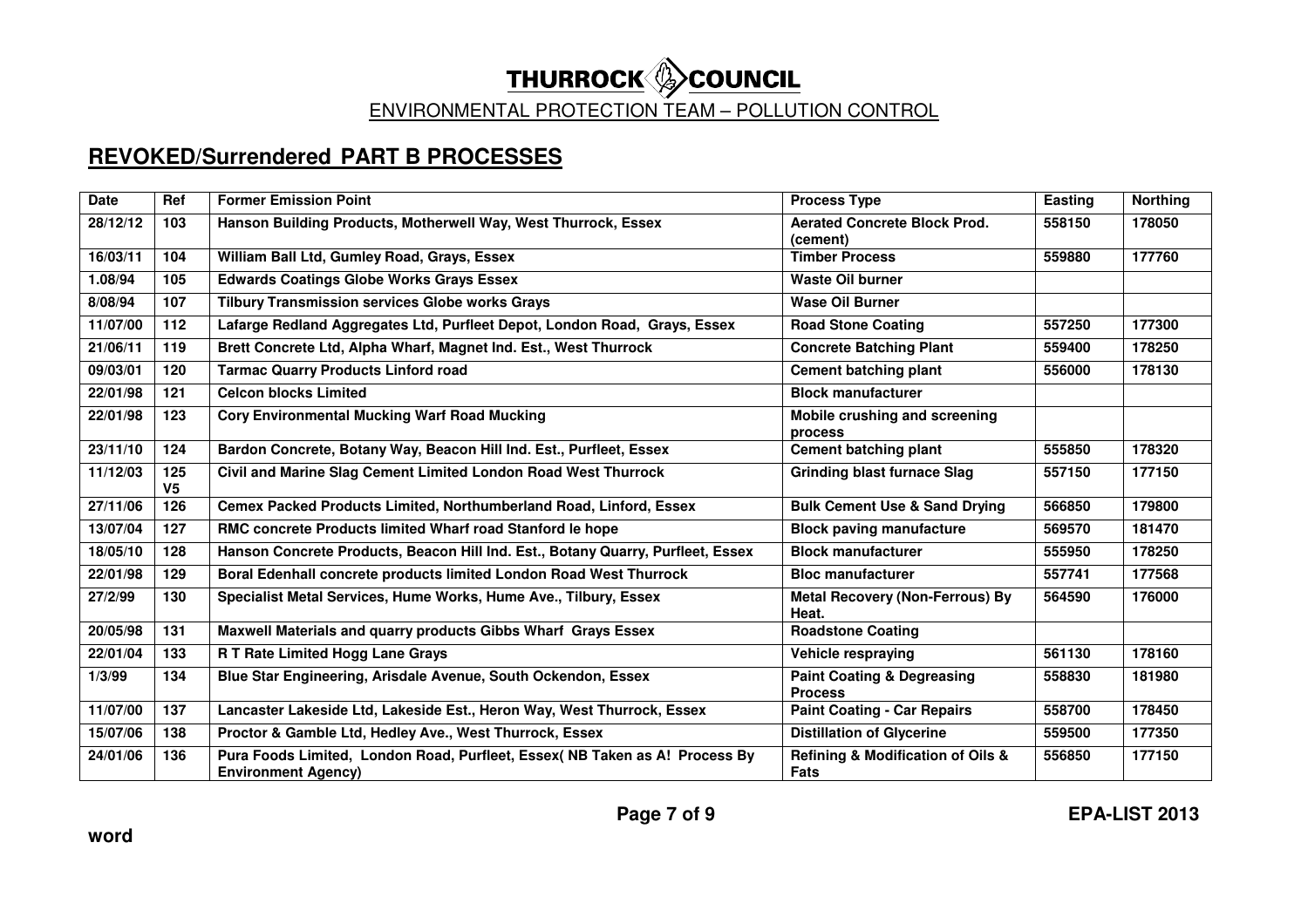# THURROCK COUNCIL

ENVIRONMENTAL PROTECTION TEAM – POLLUTION CONTROL

## REVOKED/Surrendered PART B PROCESSES

| Date | Ref | Former Emission Point | Process Type | Easting | Northing |
|---|---|---|---|---|---|
| 28/12/12 | 103 | Hanson Building Products, Motherwell Way, West Thurrock, Essex | Aerated Concrete Block Prod. (cement) | 558150 | 178050 |
| 16/03/11 | 104 | William Ball Ltd, Gumley Road, Grays, Essex | Timber Process | 559880 | 177760 |
| 1.08/94 | 105 | Edwards Coatings Globe Works Grays Essex | Waste Oil burner | | |
| 8/08/94 | 107 | Tilbury Transmission services Globe works Grays | Wase Oil Burner | | |
| 11/07/00 | 112 | Lafarge Redland Aggregates Ltd, Purfleet Depot, London Road, Grays, Essex | Road Stone Coating | 557250 | 177300 |
| 21/06/11 | 119 | Brett Concrete Ltd, Alpha Wharf, Magnet Ind. Est., West Thurrock | Concrete Batching Plant | 559400 | 178250 |
| 09/03/01 | 120 | Tarmac Quarry Products Linford road | Cement batching plant | 556000 | 178130 |
| 22/01/98 | 121 | Celcon blocks Limited | Block manufacturer | | |
| 22/01/98 | 123 | Cory Environmental Mucking Warf Road Mucking | Mobile crushing and screening process | | |
| 23/11/10 | 124 | Bardon Concrete, Botany Way, Beacon Hill Ind. Est., Purfleet, Essex | Cement batching plant | 555850 | 178320 |
| 11/12/03 | 125 V5 | Civil and Marine Slag Cement Limited London Road West Thurrock | Grinding blast furnace Slag | 557150 | 177150 |
| 27/11/06 | 126 | Cemex Packed Products Limited, Northumberland Road, Linford, Essex | Bulk Cement Use & Sand Drying | 566850 | 179800 |
| 13/07/04 | 127 | RMC concrete Products limited Wharf road Stanford le hope | Block paving manufacture | 569570 | 181470 |
| 18/05/10 | 128 | Hanson Concrete Products, Beacon Hill Ind. Est., Botany Quarry, Purfleet, Essex | Block manufacturer | 555950 | 178250 |
| 22/01/98 | 129 | Boral Edenhall concrete products limited London Road West Thurrock | Bloc manufacturer | 557741 | 177568 |
| 27/2/99 | 130 | Specialist Metal Services, Hume Works, Hume Ave., Tilbury, Essex | Metal Recovery (Non-Ferrous) By Heat. | 564590 | 176000 |
| 20/05/98 | 131 | Maxwell Materials and quarry products Gibbs Wharf Grays Essex | Roadstone Coating | | |
| 22/01/04 | 133 | R T Rate Limited Hogg Lane Grays | Vehicle respraying | 561130 | 178160 |
| 1/3/99 | 134 | Blue Star Engineering, Arisdale Avenue, South Ockendon, Essex | Paint Coating & Degreasing Process | 558830 | 181980 |
| 11/07/00 | 137 | Lancaster Lakeside Ltd, Lakeside Est., Heron Way, West Thurrock, Essex | Paint Coating - Car Repairs | 558700 | 178450 |
| 15/07/06 | 138 | Proctor & Gamble Ltd, Hedley Ave., West Thurrock, Essex | Distillation of Glycerine | 559500 | 177350 |
| 24/01/06 | 136 | Pura Foods Limited, London Road, Purfleet, Essex( NB Taken as A! Process By Environment Agency) | Refining & Modification of Oils & Fats | 556850 | 177150 |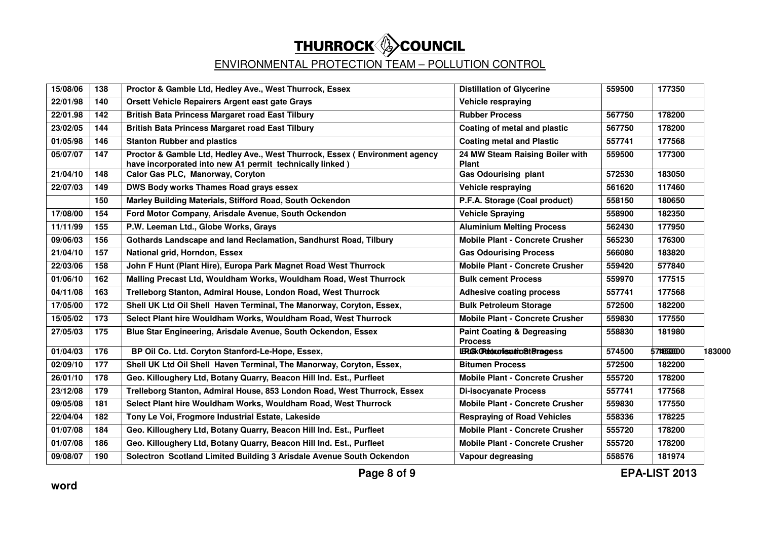# THURROCK COUNCIL

## ENVIRONMENTAL PROTECTION TEAM – POLLUTION CONTROL

| | | | | | |
|---|---|---|---|---|---|
| 15/08/06 | 138 | Proctor & Gamble Ltd, Hedley Ave., West Thurrock, Essex | Distillation of Glycerine | 559500 | 177350 |
| 22/01/98 | 140 | Orsett Vehicle Repairers Argent east gate Grays | Vehicle respraying | | |
| 22/01.98 | 142 | British Bata Princess Margaret road East Tilbury | Rubber Process | 567750 | 178200 |
| 23/02/05 | 144 | British Bata Princess Margaret road East Tilbury | Coating of metal and plastic | 567750 | 178200 |
| 01/05/98 | 146 | Stanton Rubber and plastics | Coating metal and Plastic | 557741 | 177568 |
| 05/07/07 | 147 | Proctor & Gamble Ltd, Hedley Ave., West Thurrock, Essex ( Environment agency have incorporated into new A1 permit technically linked ) | 24 MW Steam Raising Boiler with Plant | 559500 | 177300 |
| 21/04/10 | 148 | Calor Gas PLC, Manorway, Coryton | Gas Odourising plant | 572530 | 183050 |
| 22/07/03 | 149 | DWS Body works Thames Road grays essex | Vehicle respraying | 561620 | 117460 |
| | 150 | Marley Building Materials, Stifford Road, South Ockendon | P.F.A. Storage (Coal product) | 558150 | 180650 |
| 17/08/00 | 154 | Ford Motor Company, Arisdale Avenue, South Ockendon | Vehicle Spraying | 558900 | 182350 |
| 11/11/99 | 155 | P.W. Leeman Ltd., Globe Works, Grays | Aluminium Melting Process | 562430 | 177950 |
| 09/06/03 | 156 | Gothards Landscape and land Reclamation, Sandhurst Road, Tilbury | Mobile Plant - Concrete Crusher | 565230 | 176300 |
| 21/04/10 | 157 | National grid, Horndon, Essex | Gas Odourising Process | 566080 | 183820 |
| 22/03/06 | 158 | John F Hunt (Plant Hire), Europa Park Magnet Road West Thurrock | Mobile Plant - Concrete Crusher | 559420 | 577840 |
| 01/06/10 | 162 | Malling Precast Ltd, Wouldham Works, Wouldham Road, West Thurrock | Bulk cement Process | 559970 | 177515 |
| 04/11/08 | 163 | Trelleborg Stanton, Admiral House, London Road, West Thurrock | Adhesive coating process | 557741 | 177568 |
| 17/05/00 | 172 | Shell UK Ltd Oil Shell Haven Terminal, The Manorway, Coryton, Essex, | Bulk Petroleum Storage | 572500 | 182200 |
| 15/05/02 | 173 | Select Plant hire Wouldham Works, Wouldham Road, West Thurrock | Mobile Plant - Concrete Crusher | 559830 | 177550 |
| 27/05/03 | 175 | Blue Star Engineering, Arisdale Avenue, South Ockendon, Essex | Paint Coating & Degreasing Process | 558830 | 181980 |
| 01/04/03 | 176 | BP Oil Co. Ltd. Coryton Stanford-Le-Hope, Essex, | LPG Odourisation Process / Bulk Petroleum Storage | 574500 | 574500 / 183000 183000 |
| 02/09/10 | 177 | Shell UK Ltd Oil Shell Haven Terminal, The Manorway, Coryton, Essex, | Bitumen Process | 572500 | 182200 |
| 26/01/10 | 178 | Geo. Killoughery Ltd, Botany Quarry, Beacon Hill Ind. Est., Purfleet | Mobile Plant - Concrete Crusher | 555720 | 178200 |
| 23/12/08 | 179 | Trelleborg Stanton, Admiral House, 853 London Road, West Thurrock, Essex | Di-isocyanate Process | 557741 | 177568 |
| 09/05/08 | 181 | Select Plant hire Wouldham Works, Wouldham Road, West Thurrock | Mobile Plant - Concrete Crusher | 559830 | 177550 |
| 22/04/04 | 182 | Tony Le Voi, Frogmore Industrial Estate, Lakeside | Respraying of Road Vehicles | 558336 | 178225 |
| 01/07/08 | 184 | Geo. Killoughery Ltd, Botany Quarry, Beacon Hill Ind. Est., Purfleet | Mobile Plant - Concrete Crusher | 555720 | 178200 |
| 01/07/08 | 186 | Geo. Killoughery Ltd, Botany Quarry, Beacon Hill Ind. Est., Purfleet | Mobile Plant - Concrete Crusher | 555720 | 178200 |
| 09/08/07 | 190 | Solectron Scotland Limited Building 3 Arisdale Avenue South Ockendon | Vapour degreasing | 558576 | 181974 |

EPA-LIST 2013

word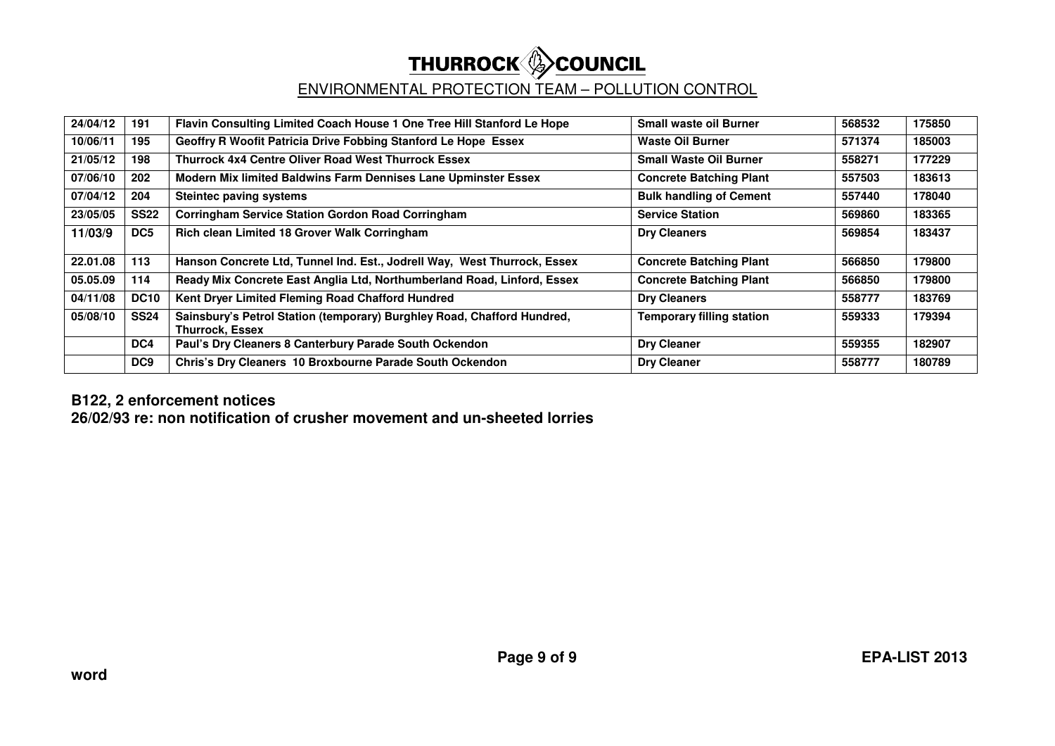| | | | | | |
|---|---|---|---|---|---|
| 24/04/12 | 191 | Flavin Consulting Limited Coach House 1 One Tree Hill Stanford Le Hope | Small waste oil Burner | 568532 | 175850 |
| 10/06/11 | 195 | Geoffry R Woofit Patricia Drive Fobbing Stanford Le Hope Essex | Waste Oil Burner | 571374 | 185003 |
| 21/05/12 | 198 | Thurrock 4x4 Centre Oliver Road West Thurrock Essex | Small Waste Oil Burner | 558271 | 177229 |
| 07/06/10 | 202 | Modern Mix limited Baldwins Farm Dennises Lane Upminster Essex | Concrete Batching Plant | 557503 | 183613 |
| 07/04/12 | 204 | Steintec paving systems | Bulk handling of Cement | 557440 | 178040 |
| 23/05/05 | SS22 | Corringham Service Station Gordon Road Corringham | Service Station | 569860 | 183365 |
| 11/03/9 | DC5 | Rich clean Limited 18 Grover Walk Corringham | Dry Cleaners | 569854 | 183437 |
| 22.01.08 | 113 | Hanson Concrete Ltd, Tunnel Ind. Est., Jodrell Way, West Thurrock, Essex | Concrete Batching Plant | 566850 | 179800 |
| 05.05.09 | 114 | Ready Mix Concrete East Anglia Ltd, Northumberland Road, Linford, Essex | Concrete Batching Plant | 566850 | 179800 |
| 04/11/08 | DC10 | Kent Dryer Limited Fleming Road Chafford Hundred | Dry Cleaners | 558777 | 183769 |
| 05/08/10 | SS24 | Sainsbury's Petrol Station (temporary) Burghley Road, Chafford Hundred, Thurrock, Essex | Temporary filling station | 559333 | 179394 |
| | DC4 | Paul's Dry Cleaners 8 Canterbury Parade South Ockendon | Dry Cleaner | 559355 | 182907 |
| | DC9 | Chris's Dry Cleaners 10 Broxbourne Parade South Ockendon | Dry Cleaner | 558777 | 180789 |

**B122, 2 enforcement notices**
**26/02/93 re: non notification of crusher movement and un-sheeted lorries**

**word**